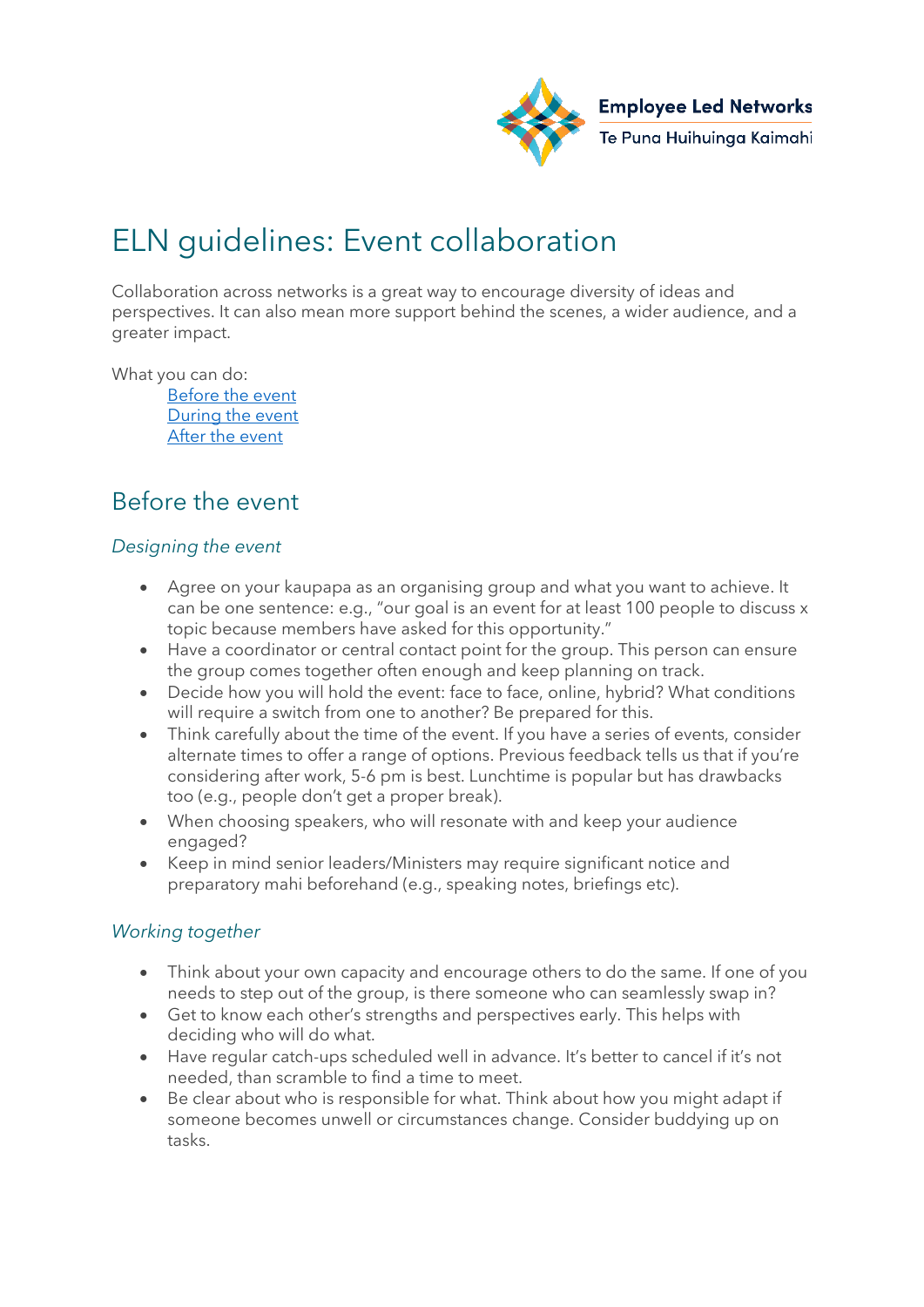Employee Led Networks
Te Puna Huihuinga Kaimahi

# ELN guidelines: Event collaboration

Collaboration across networks is a great way to encourage diversity of ideas and perspectives. It can also mean more support behind the scenes, a wider audience, and a greater impact.

What you can do:

- [Before the event](#before-the-event)
- [During the event](#during-the-event)
- [After the event](#after-the-event)

## Before the event

### *Designing the event*

- Agree on your kaupapa as an organising group and what you want to achieve. It can be one sentence: e.g., "our goal is an event for at least 100 people to discuss x topic because members have asked for this opportunity."
- Have a coordinator or central contact point for the group. This person can ensure the group comes together often enough and keep planning on track.
- Decide how you will hold the event: face to face, online, hybrid? What conditions will require a switch from one to another? Be prepared for this.
- Think carefully about the time of the event. If you have a series of events, consider alternate times to offer a range of options. Previous feedback tells us that if you're considering after work, 5-6 pm is best. Lunchtime is popular but has drawbacks too (e.g., people don't get a proper break).
- When choosing speakers, who will resonate with and keep your audience engaged?
- Keep in mind senior leaders/Ministers may require significant notice and preparatory mahi beforehand (e.g., speaking notes, briefings etc).

### *Working together*

- Think about your own capacity and encourage others to do the same. If one of you needs to step out of the group, is there someone who can seamlessly swap in?
- Get to know each other's strengths and perspectives early. This helps with deciding who will do what.
- Have regular catch-ups scheduled well in advance. It's better to cancel if it's not needed, than scramble to find a time to meet.
- Be clear about who is responsible for what. Think about how you might adapt if someone becomes unwell or circumstances change. Consider buddying up on tasks.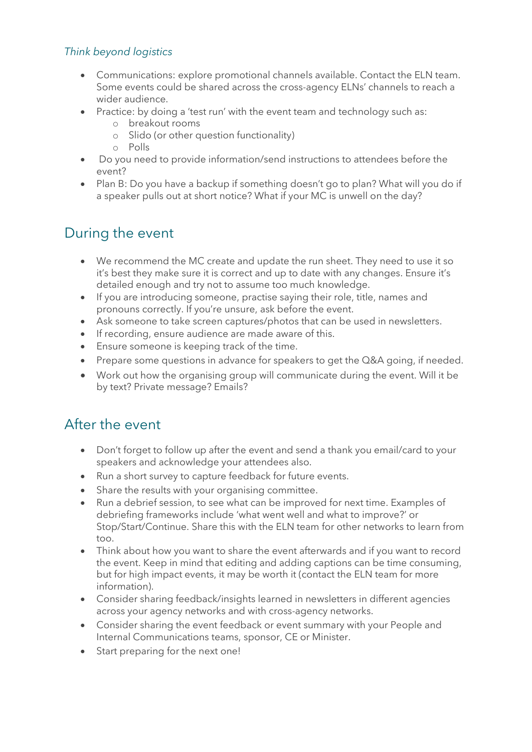*Think beyond logistics*

- Communications: explore promotional channels available. Contact the ELN team. Some events could be shared across the cross-agency ELNs' channels to reach a wider audience.
- Practice: by doing a 'test run' with the event team and technology such as:
  - breakout rooms
  - Slido (or other question functionality)
  - Polls
- Do you need to provide information/send instructions to attendees before the event?
- Plan B: Do you have a backup if something doesn't go to plan? What will you do if a speaker pulls out at short notice? What if your MC is unwell on the day?

## During the event

- We recommend the MC create and update the run sheet. They need to use it so it's best they make sure it is correct and up to date with any changes. Ensure it's detailed enough and try not to assume too much knowledge.
- If you are introducing someone, practise saying their role, title, names and pronouns correctly. If you're unsure, ask before the event.
- Ask someone to take screen captures/photos that can be used in newsletters.
- If recording, ensure audience are made aware of this.
- Ensure someone is keeping track of the time.
- Prepare some questions in advance for speakers to get the Q&A going, if needed.
- Work out how the organising group will communicate during the event. Will it be by text? Private message? Emails?

## After the event

- Don't forget to follow up after the event and send a thank you email/card to your speakers and acknowledge your attendees also.
- Run a short survey to capture feedback for future events.
- Share the results with your organising committee.
- Run a debrief session, to see what can be improved for next time. Examples of debriefing frameworks include 'what went well and what to improve?' or Stop/Start/Continue. Share this with the ELN team for other networks to learn from too.
- Think about how you want to share the event afterwards and if you want to record the event. Keep in mind that editing and adding captions can be time consuming, but for high impact events, it may be worth it (contact the ELN team for more information).
- Consider sharing feedback/insights learned in newsletters in different agencies across your agency networks and with cross-agency networks.
- Consider sharing the event feedback or event summary with your People and Internal Communications teams, sponsor, CE or Minister.
- Start preparing for the next one!